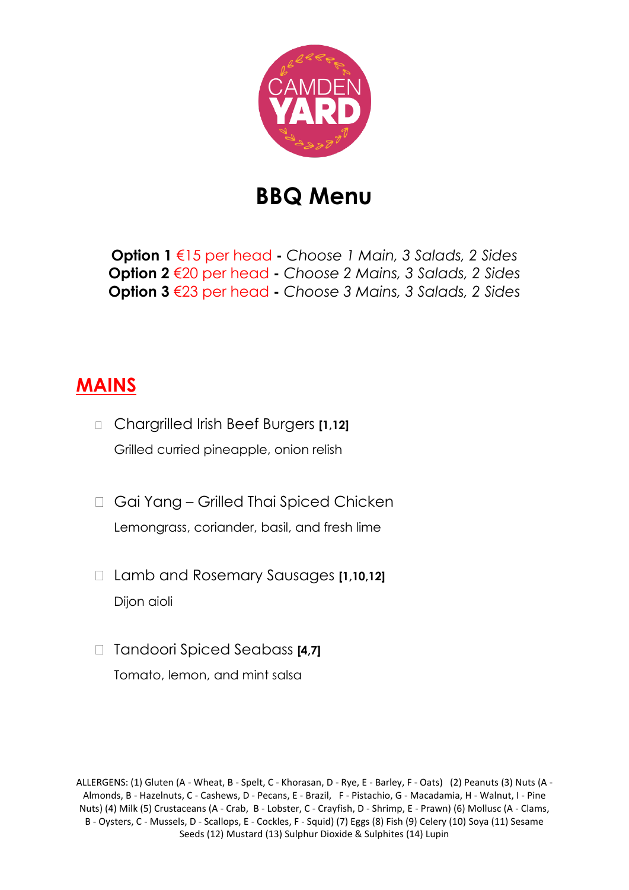CAMDEN YARD

# BBQ Menu

**Option 1** €15 per head **-** *Choose 1 Main, 3 Salads, 2 Sides*
**Option 2** €20 per head **-** *Choose 2 Mains, 3 Salads, 2 Sides*
**Option 3** €23 per head **-** *Choose 3 Mains, 3 Salads, 2 Sides*

## MAINS

- Chargrilled Irish Beef Burgers **[1,12]**

  Grilled curried pineapple, onion relish

- Gai Yang – Grilled Thai Spiced Chicken

  Lemongrass, coriander, basil, and fresh lime

- Lamb and Rosemary Sausages **[1,10,12]**

  Dijon aioli

- Tandoori Spiced Seabass **[4,7]**

  Tomato, lemon, and mint salsa

ALLERGENS: (1) Gluten (A - Wheat, B - Spelt, C - Khorasan, D - Rye, E - Barley, F - Oats) (2) Peanuts (3) Nuts (A - Almonds, B - Hazelnuts, C - Cashews, D - Pecans, E - Brazil, F - Pistachio, G - Macadamia, H - Walnut, I - Pine Nuts) (4) Milk (5) Crustaceans (A - Crab, B - Lobster, C - Crayfish, D - Shrimp, E - Prawn) (6) Mollusc (A - Clams, B - Oysters, C - Mussels, D - Scallops, E - Cockles, F - Squid) (7) Eggs (8) Fish (9) Celery (10) Soya (11) Sesame Seeds (12) Mustard (13) Sulphur Dioxide & Sulphites (14) Lupin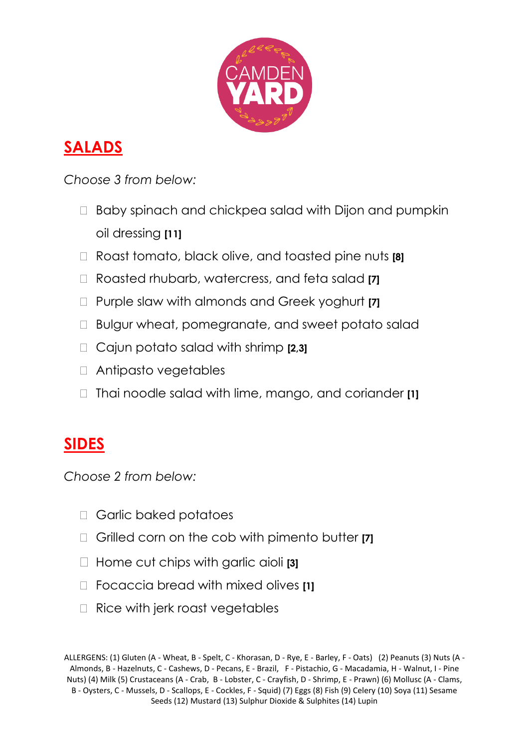CAMDEN YARD

## SALADS

*Choose 3 from below:*

- Baby spinach and chickpea salad with Dijon and pumpkin oil dressing **[11]**
- Roast tomato, black olive, and toasted pine nuts **[8]**
- Roasted rhubarb, watercress, and feta salad **[7]**
- Purple slaw with almonds and Greek yoghurt **[7]**
- Bulgur wheat, pomegranate, and sweet potato salad
- Cajun potato salad with shrimp **[2,3]**
- Antipasto vegetables
- Thai noodle salad with lime, mango, and coriander **[1]**

## SIDES

*Choose 2 from below:*

- Garlic baked potatoes
- Grilled corn on the cob with pimento butter **[7]**
- Home cut chips with garlic aioli **[3]**
- Focaccia bread with mixed olives **[1]**
- Rice with jerk roast vegetables

ALLERGENS: (1) Gluten (A - Wheat, B - Spelt, C - Khorasan, D - Rye, E - Barley, F - Oats) (2) Peanuts (3) Nuts (A - Almonds, B - Hazelnuts, C - Cashews, D - Pecans, E - Brazil, F - Pistachio, G - Macadamia, H - Walnut, I - Pine Nuts) (4) Milk (5) Crustaceans (A - Crab, B - Lobster, C - Crayfish, D - Shrimp, E - Prawn) (6) Mollusc (A - Clams, B - Oysters, C - Mussels, D - Scallops, E - Cockles, F - Squid) (7) Eggs (8) Fish (9) Celery (10) Soya (11) Sesame Seeds (12) Mustard (13) Sulphur Dioxide & Sulphites (14) Lupin